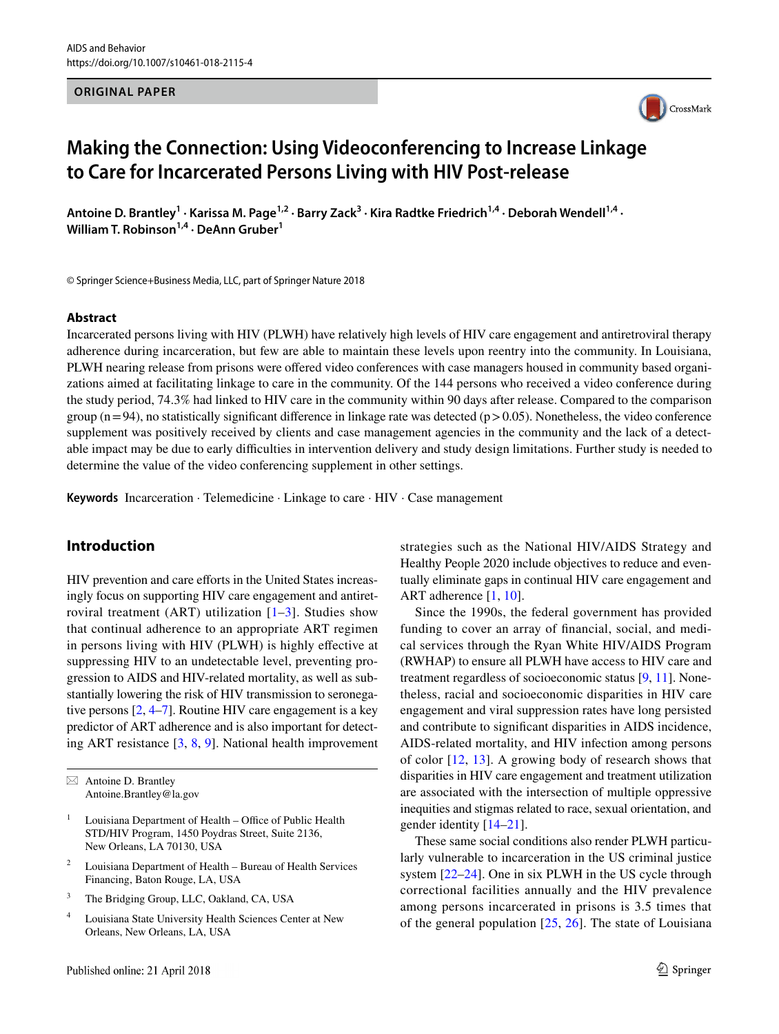ORIGINAL PAPER

# Making the Connection: Using Videoconferencing to Increase Linkage to Care for Incarcerated Persons Living with HIV Post-release

**Antoine D. Brantley[1] · Karissa M. Page[1,2] · Barry Zack[3] · Kira Radtke Friedrich[1,4] · Deborah Wendell[1,4] · William T. Robinson[1,4] · DeAnn Gruber[1]**

© Springer Science+Business Media, LLC, part of Springer Nature 2018

## Abstract

Incarcerated persons living with HIV (PLWH) have relatively high levels of HIV care engagement and antiretroviral therapy adherence during incarceration, but few are able to maintain these levels upon reentry into the community. In Louisiana, PLWH nearing release from prisons were offered video conferences with case managers housed in community based organizations aimed at facilitating linkage to care in the community. Of the 144 persons who received a video conference during the study period, 74.3% had linked to HIV care in the community within 90 days after release. Compared to the comparison group ($n = 94$), no statistically significant difference in linkage rate was detected ($p > 0.05$). Nonetheless, the video conference supplement was positively received by clients and case management agencies in the community and the lack of a detectable impact may be due to early difficulties in intervention delivery and study design limitations. Further study is needed to determine the value of the video conferencing supplement in other settings.

**Keywords** Incarceration · Telemedicine · Linkage to care · HIV · Case management

## Introduction

HIV prevention and care efforts in the United States increasingly focus on supporting HIV care engagement and antiretroviral treatment (ART) utilization [1–3]. Studies show that continual adherence to an appropriate ART regimen in persons living with HIV (PLWH) is highly effective at suppressing HIV to an undetectable level, preventing progression to AIDS and HIV-related mortality, as well as substantially lowering the risk of HIV transmission to seronegative persons [2, 4–7]. Routine HIV care engagement is a key predictor of ART adherence and is also important for detecting ART resistance [3, 8, 9]. National health improvement strategies such as the National HIV/AIDS Strategy and Healthy People 2020 include objectives to reduce and eventually eliminate gaps in continual HIV care engagement and ART adherence [1, 10].

Since the 1990s, the federal government has provided funding to cover an array of financial, social, and medical services through the Ryan White HIV/AIDS Program (RWHAP) to ensure all PLWH have access to HIV care and treatment regardless of socioeconomic status [9, 11]. Nonetheless, racial and socioeconomic disparities in HIV care engagement and viral suppression rates have long persisted and contribute to significant disparities in AIDS incidence, AIDS-related mortality, and HIV infection among persons of color [12, 13]. A growing body of research shows that disparities in HIV care engagement and treatment utilization are associated with the intersection of multiple oppressive inequities and stigmas related to race, sexual orientation, and gender identity [14–21].

These same social conditions also render PLWH particularly vulnerable to incarceration in the US criminal justice system [22–24]. One in six PLWH in the US cycle through correctional facilities annually and the HIV prevalence among persons incarcerated in prisons is 3.5 times that of the general population [25, 26]. The state of Louisiana

---

✉ Antoine D. Brantley
Antoine.Brantley@la.gov

[1] Louisiana Department of Health – Office of Public Health STD/HIV Program, 1450 Poydras Street, Suite 2136, New Orleans, LA 70130, USA

[2] Louisiana Department of Health – Bureau of Health Services Financing, Baton Rouge, LA, USA

[3] The Bridging Group, LLC, Oakland, CA, USA

[4] Louisiana State University Health Sciences Center at New Orleans, New Orleans, LA, USA

Published online: 21 April 2018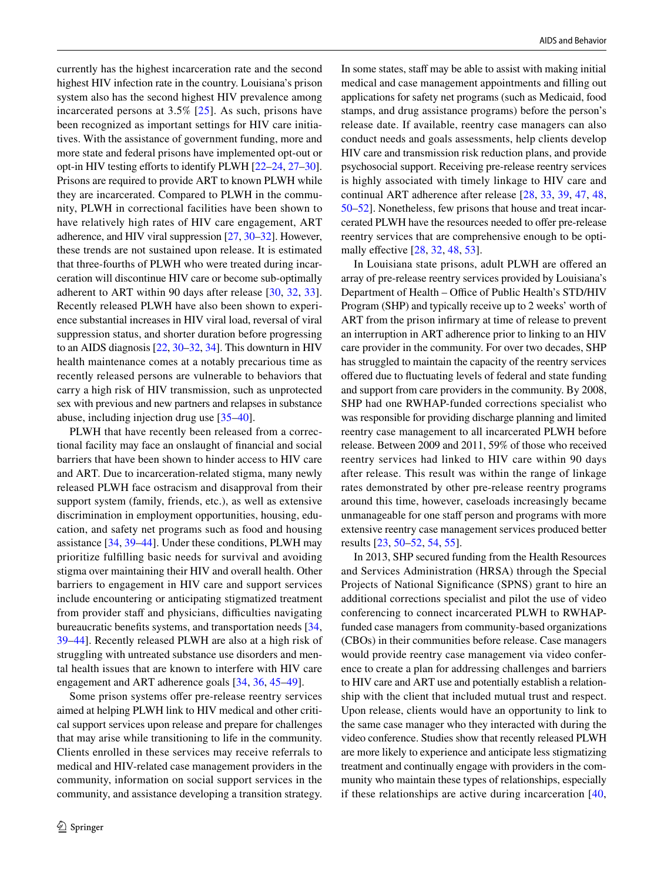currently has the highest incarceration rate and the second highest HIV infection rate in the country. Louisiana's prison system also has the second highest HIV prevalence among incarcerated persons at 3.5% [25]. As such, prisons have been recognized as important settings for HIV care initiatives. With the assistance of government funding, more and more state and federal prisons have implemented opt-out or opt-in HIV testing efforts to identify PLWH [22–24, 27–30]. Prisons are required to provide ART to known PLWH while they are incarcerated. Compared to PLWH in the community, PLWH in correctional facilities have been shown to have relatively high rates of HIV care engagement, ART adherence, and HIV viral suppression [27, 30–32]. However, these trends are not sustained upon release. It is estimated that three-fourths of PLWH who were treated during incarceration will discontinue HIV care or become sub-optimally adherent to ART within 90 days after release [30, 32, 33]. Recently released PLWH have also been shown to experience substantial increases in HIV viral load, reversal of viral suppression status, and shorter duration before progressing to an AIDS diagnosis [22, 30–32, 34]. This downturn in HIV health maintenance comes at a notably precarious time as recently released persons are vulnerable to behaviors that carry a high risk of HIV transmission, such as unprotected sex with previous and new partners and relapses in substance abuse, including injection drug use [35–40].

PLWH that have recently been released from a correctional facility may face an onslaught of financial and social barriers that have been shown to hinder access to HIV care and ART. Due to incarceration-related stigma, many newly released PLWH face ostracism and disapproval from their support system (family, friends, etc.), as well as extensive discrimination in employment opportunities, housing, education, and safety net programs such as food and housing assistance [34, 39–44]. Under these conditions, PLWH may prioritize fulfilling basic needs for survival and avoiding stigma over maintaining their HIV and overall health. Other barriers to engagement in HIV care and support services include encountering or anticipating stigmatized treatment from provider staff and physicians, difficulties navigating bureaucratic benefits systems, and transportation needs [34, 39–44]. Recently released PLWH are also at a high risk of struggling with untreated substance use disorders and mental health issues that are known to interfere with HIV care engagement and ART adherence goals [34, 36, 45–49].

Some prison systems offer pre-release reentry services aimed at helping PLWH link to HIV medical and other critical support services upon release and prepare for challenges that may arise while transitioning to life in the community. Clients enrolled in these services may receive referrals to medical and HIV-related case management providers in the community, information on social support services in the community, and assistance developing a transition strategy. In some states, staff may be able to assist with making initial medical and case management appointments and filling out applications for safety net programs (such as Medicaid, food stamps, and drug assistance programs) before the person's release date. If available, reentry case managers can also conduct needs and goals assessments, help clients develop HIV care and transmission risk reduction plans, and provide psychosocial support. Receiving pre-release reentry services is highly associated with timely linkage to HIV care and continual ART adherence after release [28, 33, 39, 47, 48, 50–52]. Nonetheless, few prisons that house and treat incarcerated PLWH have the resources needed to offer pre-release reentry services that are comprehensive enough to be optimally effective [28, 32, 48, 53].

In Louisiana state prisons, adult PLWH are offered an array of pre-release reentry services provided by Louisiana's Department of Health – Office of Public Health's STD/HIV Program (SHP) and typically receive up to 2 weeks' worth of ART from the prison infirmary at time of release to prevent an interruption in ART adherence prior to linking to an HIV care provider in the community. For over two decades, SHP has struggled to maintain the capacity of the reentry services offered due to fluctuating levels of federal and state funding and support from care providers in the community. By 2008, SHP had one RWHAP-funded corrections specialist who was responsible for providing discharge planning and limited reentry case management to all incarcerated PLWH before release. Between 2009 and 2011, 59% of those who received reentry services had linked to HIV care within 90 days after release. This result was within the range of linkage rates demonstrated by other pre-release reentry programs around this time, however, caseloads increasingly became unmanageable for one staff person and programs with more extensive reentry case management services produced better results [23, 50–52, 54, 55].

In 2013, SHP secured funding from the Health Resources and Services Administration (HRSA) through the Special Projects of National Significance (SPNS) grant to hire an additional corrections specialist and pilot the use of video conferencing to connect incarcerated PLWH to RWHAP-funded case managers from community-based organizations (CBOs) in their communities before release. Case managers would provide reentry case management via video conference to create a plan for addressing challenges and barriers to HIV care and ART use and potentially establish a relationship with the client that included mutual trust and respect. Upon release, clients would have an opportunity to link to the same case manager who they interacted with during the video conference. Studies show that recently released PLWH are more likely to experience and anticipate less stigmatizing treatment and continually engage with providers in the community who maintain these types of relationships, especially if these relationships are active during incarceration [40,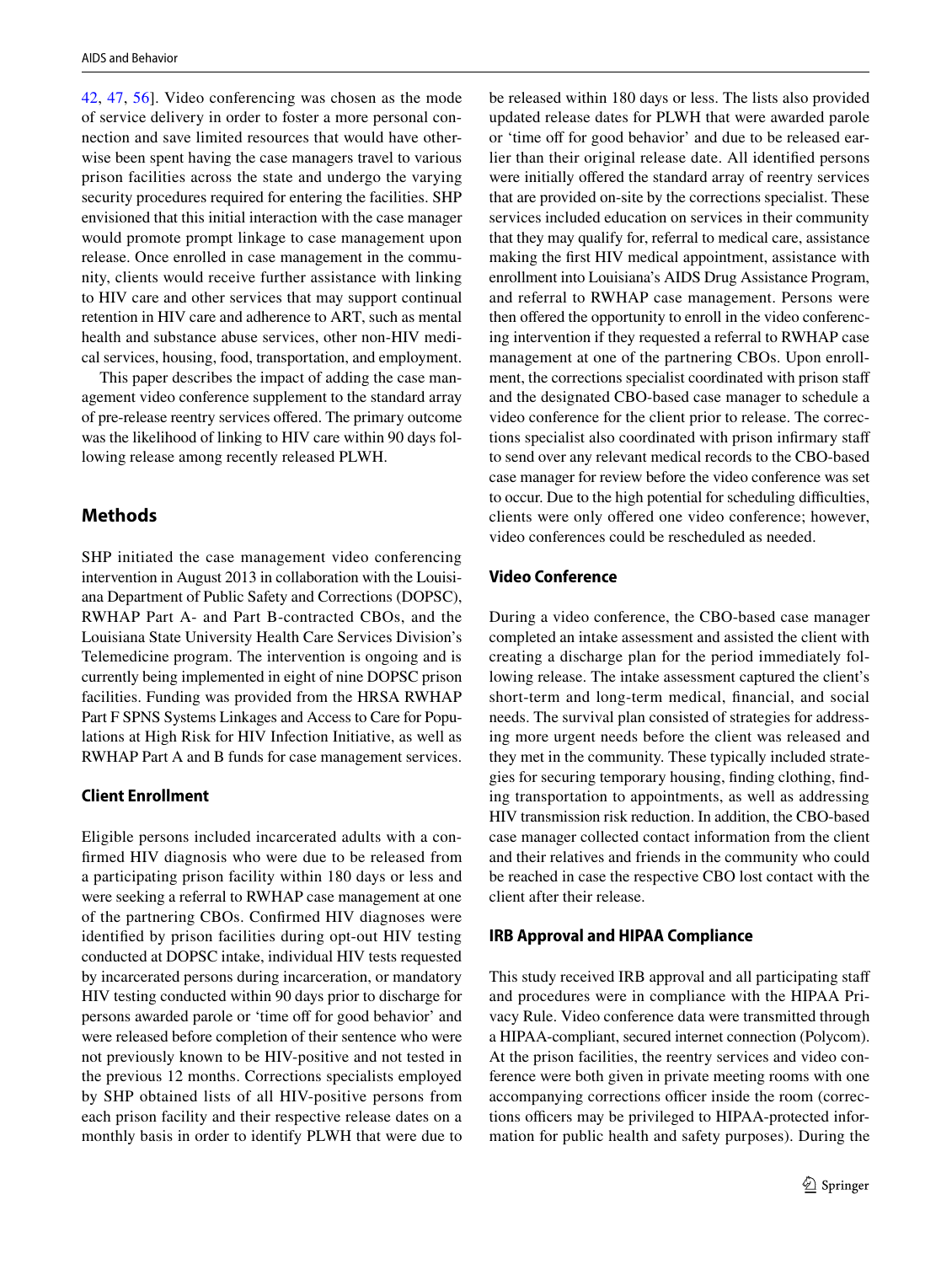42, 47, 56]. Video conferencing was chosen as the mode of service delivery in order to foster a more personal connection and save limited resources that would have otherwise been spent having the case managers travel to various prison facilities across the state and undergo the varying security procedures required for entering the facilities. SHP envisioned that this initial interaction with the case manager would promote prompt linkage to case management upon release. Once enrolled in case management in the community, clients would receive further assistance with linking to HIV care and other services that may support continual retention in HIV care and adherence to ART, such as mental health and substance abuse services, other non-HIV medical services, housing, food, transportation, and employment.

This paper describes the impact of adding the case management video conference supplement to the standard array of pre-release reentry services offered. The primary outcome was the likelihood of linking to HIV care within 90 days following release among recently released PLWH.

## Methods

SHP initiated the case management video conferencing intervention in August 2013 in collaboration with the Louisiana Department of Public Safety and Corrections (DOPSC), RWHAP Part A- and Part B-contracted CBOs, and the Louisiana State University Health Care Services Division's Telemedicine program. The intervention is ongoing and is currently being implemented in eight of nine DOPSC prison facilities. Funding was provided from the HRSA RWHAP Part F SPNS Systems Linkages and Access to Care for Populations at High Risk for HIV Infection Initiative, as well as RWHAP Part A and B funds for case management services.

### Client Enrollment

Eligible persons included incarcerated adults with a confirmed HIV diagnosis who were due to be released from a participating prison facility within 180 days or less and were seeking a referral to RWHAP case management at one of the partnering CBOs. Confirmed HIV diagnoses were identified by prison facilities during opt-out HIV testing conducted at DOPSC intake, individual HIV tests requested by incarcerated persons during incarceration, or mandatory HIV testing conducted within 90 days prior to discharge for persons awarded parole or 'time off for good behavior' and were released before completion of their sentence who were not previously known to be HIV-positive and not tested in the previous 12 months. Corrections specialists employed by SHP obtained lists of all HIV-positive persons from each prison facility and their respective release dates on a monthly basis in order to identify PLWH that were due to be released within 180 days or less. The lists also provided updated release dates for PLWH that were awarded parole or 'time off for good behavior' and due to be released earlier than their original release date. All identified persons were initially offered the standard array of reentry services that are provided on-site by the corrections specialist. These services included education on services in their community that they may qualify for, referral to medical care, assistance making the first HIV medical appointment, assistance with enrollment into Louisiana's AIDS Drug Assistance Program, and referral to RWHAP case management. Persons were then offered the opportunity to enroll in the video conferencing intervention if they requested a referral to RWHAP case management at one of the partnering CBOs. Upon enrollment, the corrections specialist coordinated with prison staff and the designated CBO-based case manager to schedule a video conference for the client prior to release. The corrections specialist also coordinated with prison infirmary staff to send over any relevant medical records to the CBO-based case manager for review before the video conference was set to occur. Due to the high potential for scheduling difficulties, clients were only offered one video conference; however, video conferences could be rescheduled as needed.

### Video Conference

During a video conference, the CBO-based case manager completed an intake assessment and assisted the client with creating a discharge plan for the period immediately following release. The intake assessment captured the client's short-term and long-term medical, financial, and social needs. The survival plan consisted of strategies for addressing more urgent needs before the client was released and they met in the community. These typically included strategies for securing temporary housing, finding clothing, finding transportation to appointments, as well as addressing HIV transmission risk reduction. In addition, the CBO-based case manager collected contact information from the client and their relatives and friends in the community who could be reached in case the respective CBO lost contact with the client after their release.

### IRB Approval and HIPAA Compliance

This study received IRB approval and all participating staff and procedures were in compliance with the HIPAA Privacy Rule. Video conference data were transmitted through a HIPAA-compliant, secured internet connection (Polycom). At the prison facilities, the reentry services and video conference were both given in private meeting rooms with one accompanying corrections officer inside the room (corrections officers may be privileged to HIPAA-protected information for public health and safety purposes). During the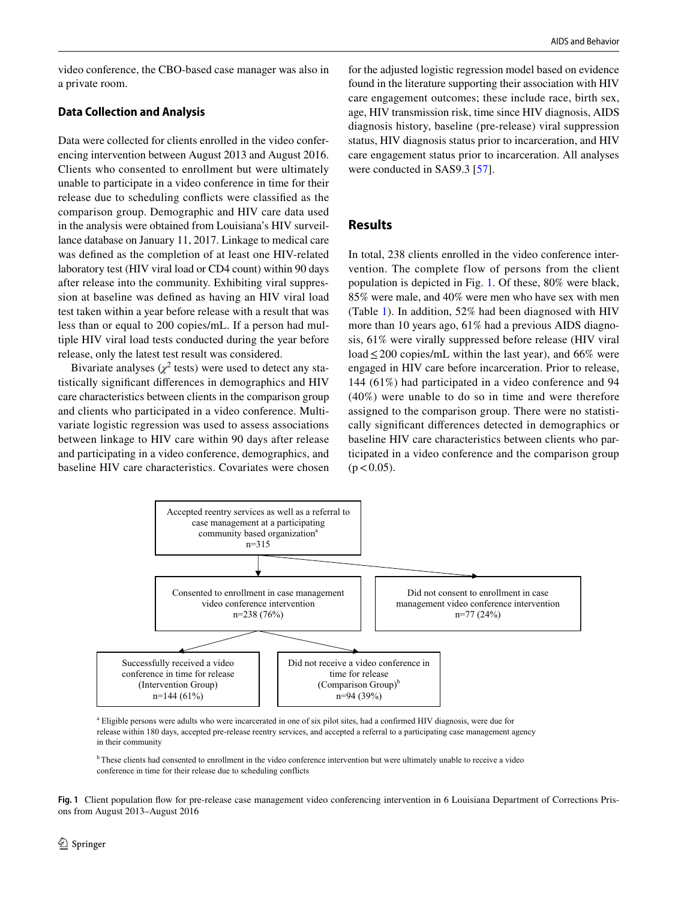video conference, the CBO-based case manager was also in a private room.

### Data Collection and Analysis

Data were collected for clients enrolled in the video conferencing intervention between August 2013 and August 2016. Clients who consented to enrollment but were ultimately unable to participate in a video conference in time for their release due to scheduling conflicts were classified as the comparison group. Demographic and HIV care data used in the analysis were obtained from Louisiana's HIV surveillance database on January 11, 2017. Linkage to medical care was defined as the completion of at least one HIV-related laboratory test (HIV viral load or CD4 count) within 90 days after release into the community. Exhibiting viral suppression at baseline was defined as having an HIV viral load test taken within a year before release with a result that was less than or equal to 200 copies/mL. If a person had multiple HIV viral load tests conducted during the year before release, only the latest test result was considered.

Bivariate analyses ($\chi^2$ tests) were used to detect any statistically significant differences in demographics and HIV care characteristics between clients in the comparison group and clients who participated in a video conference. Multivariate logistic regression was used to assess associations between linkage to HIV care within 90 days after release and participating in a video conference, demographics, and baseline HIV care characteristics. Covariates were chosen for the adjusted logistic regression model based on evidence found in the literature supporting their association with HIV care engagement outcomes; these include race, birth sex, age, HIV transmission risk, time since HIV diagnosis, AIDS diagnosis history, baseline (pre-release) viral suppression status, HIV diagnosis status prior to incarceration, and HIV care engagement status prior to incarceration. All analyses were conducted in SAS9.3 [57].

## Results

In total, 238 clients enrolled in the video conference intervention. The complete flow of persons from the client population is depicted in Fig. 1. Of these, 80% were black, 85% were male, and 40% were men who have sex with men (Table 1). In addition, 52% had been diagnosed with HIV more than 10 years ago, 61% had a previous AIDS diagnosis, 61% were virally suppressed before release (HIV viral load $\leq$ 200 copies/mL within the last year), and 66% were engaged in HIV care before incarceration. Prior to release, 144 (61%) had participated in a video conference and 94 (40%) were unable to do so in time and were therefore assigned to the comparison group. There were no statistically significant differences detected in demographics or baseline HIV care characteristics between clients who participated in a video conference and the comparison group ($p < 0.05$).

Accepted reentry services as well as a referral to case management at a participating community based organization[a]
n=315

→ Consented to enrollment in case management video conference intervention
n=238 (76%)

→ Did not consent to enrollment in case management video conference intervention
n=77 (24%)

Consented to enrollment →

Successfully received a video conference in time for release (Intervention Group)
n=144 (61%)

Did not receive a video conference in time for release (Comparison Group)[b]
n=94 (39%)

[a] Eligible persons were adults who were incarcerated in one of six pilot sites, had a confirmed HIV diagnosis, were due for release within 180 days, accepted pre-release reentry services, and accepted a referral to a participating case management agency in their community

[b] These clients had consented to enrollment in the video conference intervention but were ultimately unable to receive a video conference in time for their release due to scheduling conflicts

**Fig. 1** Client population flow for pre-release case management video conferencing intervention in 6 Louisiana Department of Corrections Prisons from August 2013–August 2016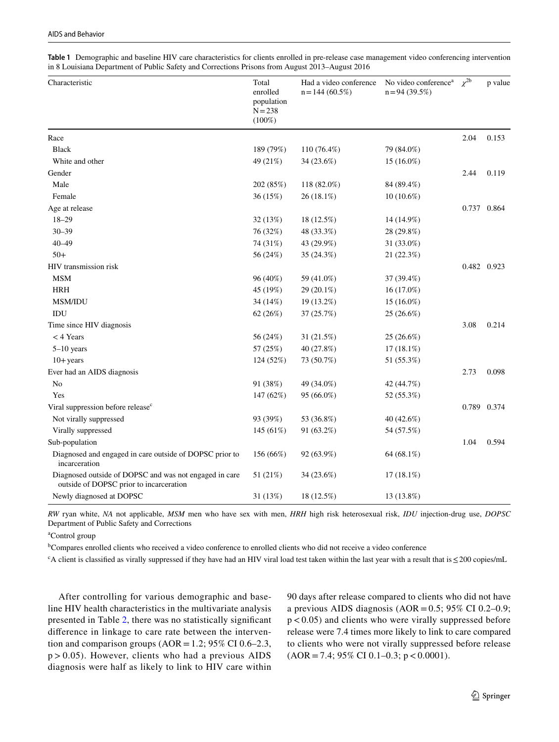**Table 1** Demographic and baseline HIV care characteristics for clients enrolled in pre-release case management video conferencing intervention in 8 Louisiana Department of Public Safety and Corrections Prisons from August 2013–August 2016

| Characteristic | Total enrolled population N = 238 (100%) | Had a video conference n = 144 (60.5%) | No video conference[a] n = 94 (39.5%) | $\chi^{2b}$ | p value |
|---|---|---|---|---|---|
| Race | | | | 2.04 | 0.153 |
| Black | 189 (79%) | 110 (76.4%) | 79 (84.0%) | | |
| White and other | 49 (21%) | 34 (23.6%) | 15 (16.0%) | | |
| Gender | | | | 2.44 | 0.119 |
| Male | 202 (85%) | 118 (82.0%) | 84 (89.4%) | | |
| Female | 36 (15%) | 26 (18.1%) | 10 (10.6%) | | |
| Age at release | | | | 0.737 | 0.864 |
| 18–29 | 32 (13%) | 18 (12.5%) | 14 (14.9%) | | |
| 30–39 | 76 (32%) | 48 (33.3%) | 28 (29.8%) | | |
| 40–49 | 74 (31%) | 43 (29.9%) | 31 (33.0%) | | |
| 50+ | 56 (24%) | 35 (24.3%) | 21 (22.3%) | | |
| HIV transmission risk | | | | 0.482 | 0.923 |
| MSM | 96 (40%) | 59 (41.0%) | 37 (39.4%) | | |
| HRH | 45 (19%) | 29 (20.1%) | 16 (17.0%) | | |
| MSM/IDU | 34 (14%) | 19 (13.2%) | 15 (16.0%) | | |
| IDU | 62 (26%) | 37 (25.7%) | 25 (26.6%) | | |
| Time since HIV diagnosis | | | | 3.08 | 0.214 |
| < 4 Years | 56 (24%) | 31 (21.5%) | 25 (26.6%) | | |
| 5–10 years | 57 (25%) | 40 (27.8%) | 17 (18.1%) | | |
| 10+ years | 124 (52%) | 73 (50.7%) | 51 (55.3%) | | |
| Ever had an AIDS diagnosis | | | | 2.73 | 0.098 |
| No | 91 (38%) | 49 (34.0%) | 42 (44.7%) | | |
| Yes | 147 (62%) | 95 (66.0%) | 52 (55.3%) | | |
| Viral suppression before release[c] | | | | 0.789 | 0.374 |
| Not virally suppressed | 93 (39%) | 53 (36.8%) | 40 (42.6%) | | |
| Virally suppressed | 145 (61%) | 91 (63.2%) | 54 (57.5%) | | |
| Sub-population | | | | 1.04 | 0.594 |
| Diagnosed and engaged in care outside of DOPSC prior to incarceration | 156 (66%) | 92 (63.9%) | 64 (68.1%) | | |
| Diagnosed outside of DOPSC and was not engaged in care outside of DOPSC prior to incarceration | 51 (21%) | 34 (23.6%) | 17 (18.1%) | | |
| Newly diagnosed at DOPSC | 31 (13%) | 18 (12.5%) | 13 (13.8%) | | |

*RW* ryan white, *NA* not applicable, *MSM* men who have sex with men, *HRH* high risk heterosexual risk, *IDU* injection-drug use, *DOPSC* Department of Public Safety and Corrections

[a]Control group

[b]Compares enrolled clients who received a video conference to enrolled clients who did not receive a video conference

[c]A client is classified as virally suppressed if they have had an HIV viral load test taken within the last year with a result that is ≤ 200 copies/mL

After controlling for various demographic and baseline HIV health characteristics in the multivariate analysis presented in Table 2, there was no statistically significant difference in linkage to care rate between the intervention and comparison groups (AOR = 1.2; 95% CI 0.6–2.3, $p > 0.05$). However, clients who had a previous AIDS diagnosis were half as likely to link to HIV care within 90 days after release compared to clients who did not have a previous AIDS diagnosis (AOR = 0.5; 95% CI 0.2–0.9; $p < 0.05$) and clients who were virally suppressed before release were 7.4 times more likely to link to care compared to clients who were not virally suppressed before release (AOR = 7.4; 95% CI 0.1–0.3; $p < 0.0001$).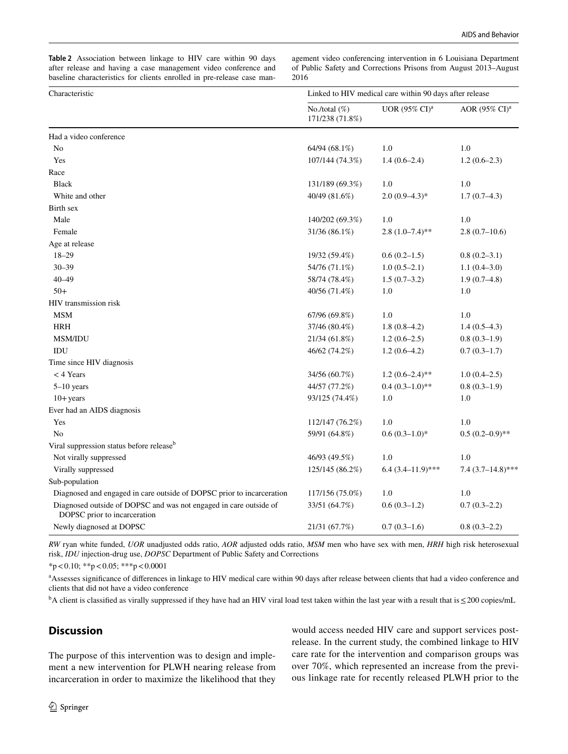**Table 2** Association between linkage to HIV care within 90 days after release and having a case management video conference and baseline characteristics for clients enrolled in pre-release case management video conferencing intervention in 6 Louisiana Department of Public Safety and Corrections Prisons from August 2013–August 2016

| Characteristic | Linked to HIV medical care within 90 days after release | | |
|---|---|---|---|
| | No./total (%) 171/238 (71.8%) | UOR (95% CI)[a] | AOR (95% CI)[a] |
| Had a video conference | | | |
| No | 64/94 (68.1%) | 1.0 | 1.0 |
| Yes | 107/144 (74.3%) | 1.4 (0.6–2.4) | 1.2 (0.6–2.3) |
| Race | | | |
| Black | 131/189 (69.3%) | 1.0 | 1.0 |
| White and other | 40/49 (81.6%) | 2.0 (0.9–4.3)* | 1.7 (0.7–4.3) |
| Birth sex | | | |
| Male | 140/202 (69.3%) | 1.0 | 1.0 |
| Female | 31/36 (86.1%) | 2.8 (1.0–7.4)** | 2.8 (0.7–10.6) |
| Age at release | | | |
| 18–29 | 19/32 (59.4%) | 0.6 (0.2–1.5) | 0.8 (0.2–3.1) |
| 30–39 | 54/76 (71.1%) | 1.0 (0.5–2.1) | 1.1 (0.4–3.0) |
| 40–49 | 58/74 (78.4%) | 1.5 (0.7–3.2) | 1.9 (0.7–4.8) |
| 50+ | 40/56 (71.4%) | 1.0 | 1.0 |
| HIV transmission risk | | | |
| MSM | 67/96 (69.8%) | 1.0 | 1.0 |
| HRH | 37/46 (80.4%) | 1.8 (0.8–4.2) | 1.4 (0.5–4.3) |
| MSM/IDU | 21/34 (61.8%) | 1.2 (0.6–2.5) | 0.8 (0.3–1.9) |
| IDU | 46/62 (74.2%) | 1.2 (0.6–4.2) | 0.7 (0.3–1.7) |
| Time since HIV diagnosis | | | |
| < 4 Years | 34/56 (60.7%) | 1.2 (0.6–2.4)** | 1.0 (0.4–2.5) |
| 5–10 years | 44/57 (77.2%) | 0.4 (0.3–1.0)** | 0.8 (0.3–1.9) |
| 10+ years | 93/125 (74.4%) | 1.0 | 1.0 |
| Ever had an AIDS diagnosis | | | |
| Yes | 112/147 (76.2%) | 1.0 | 1.0 |
| No | 59/91 (64.8%) | 0.6 (0.3–1.0)* | 0.5 (0.2–0.9)** |
| Viral suppression status before release[b] | | | |
| Not virally suppressed | 46/93 (49.5%) | 1.0 | 1.0 |
| Virally suppressed | 125/145 (86.2%) | 6.4 (3.4–11.9)*** | 7.4 (3.7–14.8)*** |
| Sub-population | | | |
| Diagnosed and engaged in care outside of DOPSC prior to incarceration | 117/156 (75.0%) | 1.0 | 1.0 |
| Diagnosed outside of DOPSC and was not engaged in care outside of DOPSC prior to incarceration | 33/51 (64.7%) | 0.6 (0.3–1.2) | 0.7 (0.3–2.2) |
| Newly diagnosed at DOPSC | 21/31 (67.7%) | 0.7 (0.3–1.6) | 0.8 (0.3–2.2) |

*RW* ryan white funded, *UOR* unadjusted odds ratio, *AOR* adjusted odds ratio, *MSM* men who have sex with men, *HRH* high risk heterosexual risk, *IDU* injection-drug use, *DOPSC* Department of Public Safety and Corrections

*$p < 0.10$; **$p < 0.05$; ***$p < 0.0001$

[a]Assesses significance of differences in linkage to HIV medical care within 90 days after release between clients that had a video conference and clients that did not have a video conference

[b]A client is classified as virally suppressed if they have had an HIV viral load test taken within the last year with a result that is ≤ 200 copies/mL

## Discussion

The purpose of this intervention was to design and implement a new intervention for PLWH nearing release from incarceration in order to maximize the likelihood that they would access needed HIV care and support services post-release. In the current study, the combined linkage to HIV care rate for the intervention and comparison groups was over 70%, which represented an increase from the previous linkage rate for recently released PLWH prior to the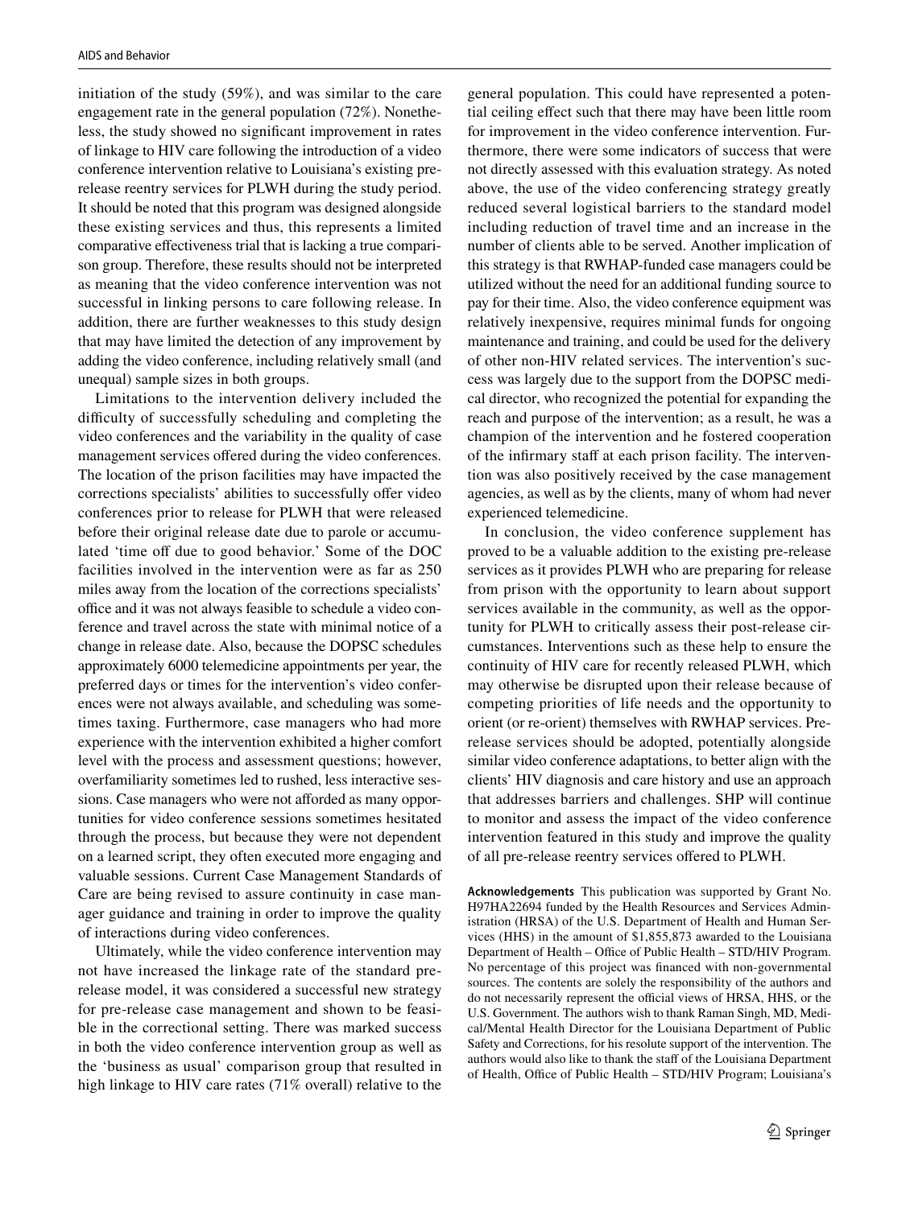initiation of the study (59%), and was similar to the care engagement rate in the general population (72%). Nonetheless, the study showed no significant improvement in rates of linkage to HIV care following the introduction of a video conference intervention relative to Louisiana's existing pre-release reentry services for PLWH during the study period. It should be noted that this program was designed alongside these existing services and thus, this represents a limited comparative effectiveness trial that is lacking a true comparison group. Therefore, these results should not be interpreted as meaning that the video conference intervention was not successful in linking persons to care following release. In addition, there are further weaknesses to this study design that may have limited the detection of any improvement by adding the video conference, including relatively small (and unequal) sample sizes in both groups.

Limitations to the intervention delivery included the difficulty of successfully scheduling and completing the video conferences and the variability in the quality of case management services offered during the video conferences. The location of the prison facilities may have impacted the corrections specialists' abilities to successfully offer video conferences prior to release for PLWH that were released before their original release date due to parole or accumulated 'time off due to good behavior.' Some of the DOC facilities involved in the intervention were as far as 250 miles away from the location of the corrections specialists' office and it was not always feasible to schedule a video conference and travel across the state with minimal notice of a change in release date. Also, because the DOPSC schedules approximately 6000 telemedicine appointments per year, the preferred days or times for the intervention's video conferences were not always available, and scheduling was sometimes taxing. Furthermore, case managers who had more experience with the intervention exhibited a higher comfort level with the process and assessment questions; however, overfamiliarity sometimes led to rushed, less interactive sessions. Case managers who were not afforded as many opportunities for video conference sessions sometimes hesitated through the process, but because they were not dependent on a learned script, they often executed more engaging and valuable sessions. Current Case Management Standards of Care are being revised to assure continuity in case manager guidance and training in order to improve the quality of interactions during video conferences.

Ultimately, while the video conference intervention may not have increased the linkage rate of the standard pre-release model, it was considered a successful new strategy for pre-release case management and shown to be feasible in the correctional setting. There was marked success in both the video conference intervention group as well as the 'business as usual' comparison group that resulted in high linkage to HIV care rates (71% overall) relative to the general population. This could have represented a potential ceiling effect such that there may have been little room for improvement in the video conference intervention. Furthermore, there were some indicators of success that were not directly assessed with this evaluation strategy. As noted above, the use of the video conferencing strategy greatly reduced several logistical barriers to the standard model including reduction of travel time and an increase in the number of clients able to be served. Another implication of this strategy is that RWHAP-funded case managers could be utilized without the need for an additional funding source to pay for their time. Also, the video conference equipment was relatively inexpensive, requires minimal funds for ongoing maintenance and training, and could be used for the delivery of other non-HIV related services. The intervention's success was largely due to the support from the DOPSC medical director, who recognized the potential for expanding the reach and purpose of the intervention; as a result, he was a champion of the intervention and he fostered cooperation of the infirmary staff at each prison facility. The intervention was also positively received by the case management agencies, as well as by the clients, many of whom had never experienced telemedicine.

In conclusion, the video conference supplement has proved to be a valuable addition to the existing pre-release services as it provides PLWH who are preparing for release from prison with the opportunity to learn about support services available in the community, as well as the opportunity for PLWH to critically assess their post-release circumstances. Interventions such as these help to ensure the continuity of HIV care for recently released PLWH, which may otherwise be disrupted upon their release because of competing priorities of life needs and the opportunity to orient (or re-orient) themselves with RWHAP services. Pre-release services should be adopted, potentially alongside similar video conference adaptations, to better align with the clients' HIV diagnosis and care history and use an approach that addresses barriers and challenges. SHP will continue to monitor and assess the impact of the video conference intervention featured in this study and improve the quality of all pre-release reentry services offered to PLWH.

**Acknowledgements** This publication was supported by Grant No. H97HA22694 funded by the Health Resources and Services Administration (HRSA) of the U.S. Department of Health and Human Services (HHS) in the amount of $1,855,873 awarded to the Louisiana Department of Health – Office of Public Health – STD/HIV Program. No percentage of this project was financed with non-governmental sources. The contents are solely the responsibility of the authors and do not necessarily represent the official views of HRSA, HHS, or the U.S. Government. The authors wish to thank Raman Singh, MD, Medical/Mental Health Director for the Louisiana Department of Public Safety and Corrections, for his resolute support of the intervention. The authors would also like to thank the staff of the Louisiana Department of Health, Office of Public Health – STD/HIV Program; Louisiana's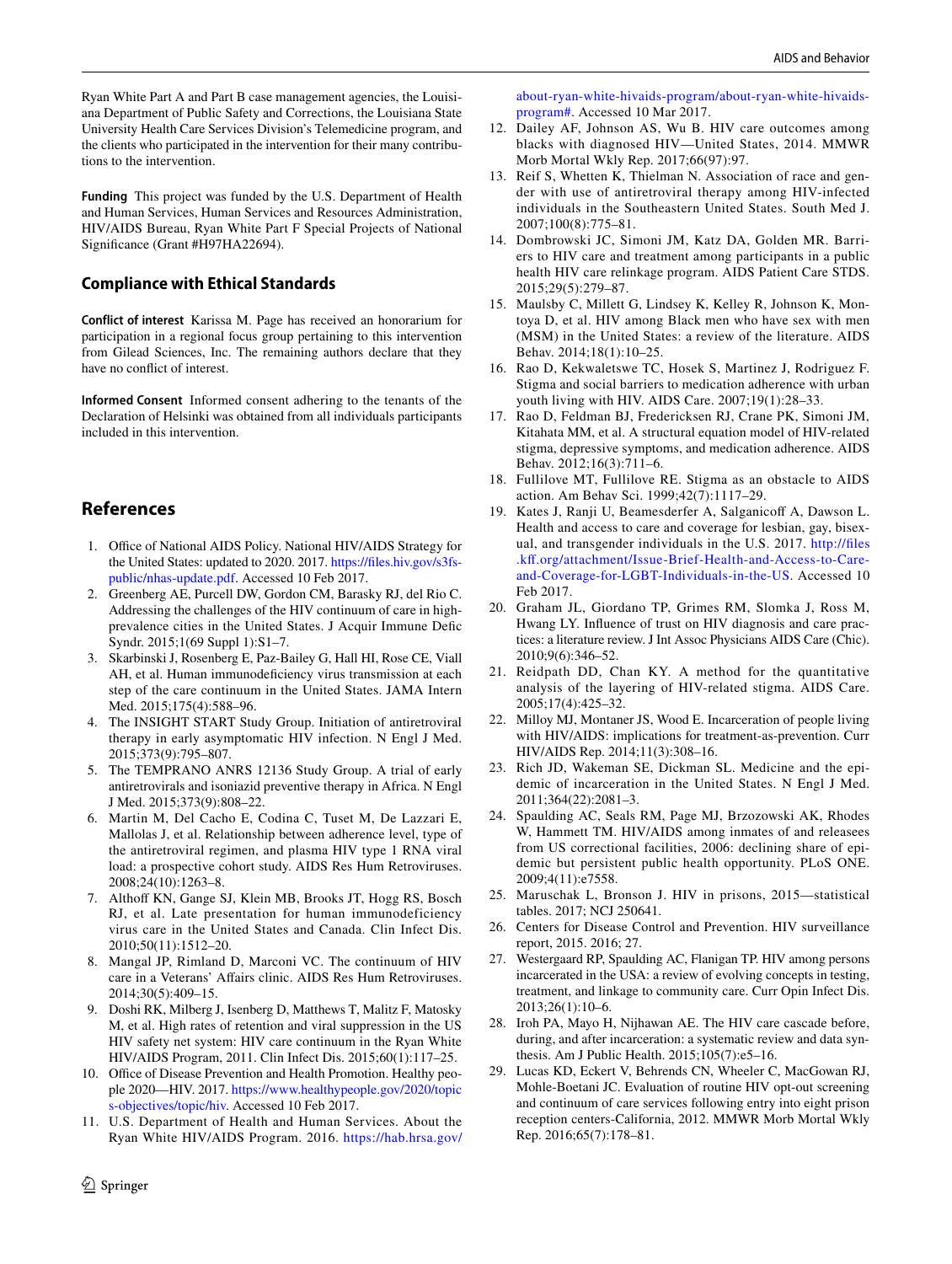Ryan White Part A and Part B case management agencies, the Louisiana Department of Public Safety and Corrections, the Louisiana State University Health Care Services Division's Telemedicine program, and the clients who participated in the intervention for their many contributions to the intervention.

**Funding** This project was funded by the U.S. Department of Health and Human Services, Human Services and Resources Administration, HIV/AIDS Bureau, Ryan White Part F Special Projects of National Significance (Grant #H97HA22694).

## Compliance with Ethical Standards

**Conflict of interest** Karissa M. Page has received an honorarium for participation in a regional focus group pertaining to this intervention from Gilead Sciences, Inc. The remaining authors declare that they have no conflict of interest.

**Informed Consent** Informed consent adhering to the tenants of the Declaration of Helsinki was obtained from all individuals participants included in this intervention.

## References

1. Office of National AIDS Policy. National HIV/AIDS Strategy for the United States: updated to 2020. 2017. https://files.hiv.gov/s3fs-public/nhas-update.pdf. Accessed 10 Feb 2017.
2. Greenberg AE, Purcell DW, Gordon CM, Barasky RJ, del Rio C. Addressing the challenges of the HIV continuum of care in high-prevalence cities in the United States. J Acquir Immune Defic Syndr. 2015;1(69 Suppl 1):S1–7.
3. Skarbinski J, Rosenberg E, Paz-Bailey G, Hall HI, Rose CE, Viall AH, et al. Human immunodeficiency virus transmission at each step of the care continuum in the United States. JAMA Intern Med. 2015;175(4):588–96.
4. The INSIGHT START Study Group. Initiation of antiretroviral therapy in early asymptomatic HIV infection. N Engl J Med. 2015;373(9):795–807.
5. The TEMPRANO ANRS 12136 Study Group. A trial of early antiretrovirals and isoniazid preventive therapy in Africa. N Engl J Med. 2015;373(9):808–22.
6. Martin M, Del Cacho E, Codina C, Tuset M, De Lazzari E, Mallolas J, et al. Relationship between adherence level, type of the antiretroviral regimen, and plasma HIV type 1 RNA viral load: a prospective cohort study. AIDS Res Hum Retroviruses. 2008;24(10):1263–8.
7. Althoff KN, Gange SJ, Klein MB, Brooks JT, Hogg RS, Bosch RJ, et al. Late presentation for human immunodeficiency virus care in the United States and Canada. Clin Infect Dis. 2010;50(11):1512–20.
8. Mangal JP, Rimland D, Marconi VC. The continuum of HIV care in a Veterans' Affairs clinic. AIDS Res Hum Retroviruses. 2014;30(5):409–15.
9. Doshi RK, Milberg J, Isenberg D, Matthews T, Malitz F, Matosky M, et al. High rates of retention and viral suppression in the US HIV safety net system: HIV care continuum in the Ryan White HIV/AIDS Program, 2011. Clin Infect Dis. 2015;60(1):117–25.
10. Office of Disease Prevention and Health Promotion. Healthy people 2020—HIV. 2017. https://www.healthypeople.gov/2020/topics-objectives/topic/hiv. Accessed 10 Feb 2017.
11. U.S. Department of Health and Human Services. About the Ryan White HIV/AIDS Program. 2016. https://hab.hrsa.gov/about-ryan-white-hivaids-program/about-ryan-white-hivaids-program#. Accessed 10 Mar 2017.
12. Dailey AF, Johnson AS, Wu B. HIV care outcomes among blacks with diagnosed HIV—United States, 2014. MMWR Morb Mortal Wkly Rep. 2017;66(97):97.
13. Reif S, Whetten K, Thielman N. Association of race and gender with use of antiretroviral therapy among HIV-infected individuals in the Southeastern United States. South Med J. 2007;100(8):775–81.
14. Dombrowski JC, Simoni JM, Katz DA, Golden MR. Barriers to HIV care and treatment among participants in a public health HIV care relinkage program. AIDS Patient Care STDS. 2015;29(5):279–87.
15. Maulsby C, Millett G, Lindsey K, Kelley R, Johnson K, Montoya D, et al. HIV among Black men who have sex with men (MSM) in the United States: a review of the literature. AIDS Behav. 2014;18(1):10–25.
16. Rao D, Kekwaletswe TC, Hosek S, Martinez J, Rodriguez F. Stigma and social barriers to medication adherence with urban youth living with HIV. AIDS Care. 2007;19(1):28–33.
17. Rao D, Feldman BJ, Fredericksen RJ, Crane PK, Simoni JM, Kitahata MM, et al. A structural equation model of HIV-related stigma, depressive symptoms, and medication adherence. AIDS Behav. 2012;16(3):711–6.
18. Fullilove MT, Fullilove RE. Stigma as an obstacle to AIDS action. Am Behav Sci. 1999;42(7):1117–29.
19. Kates J, Ranji U, Beamesderfer A, Salganicoff A, Dawson L. Health and access to care and coverage for lesbian, gay, bisexual, and transgender individuals in the U.S. 2017. http://files.kff.org/attachment/Issue-Brief-Health-and-Access-to-Care-and-Coverage-for-LGBT-Individuals-in-the-US. Accessed 10 Feb 2017.
20. Graham JL, Giordano TP, Grimes RM, Slomka J, Ross M, Hwang LY. Influence of trust on HIV diagnosis and care practices: a literature review. J Int Assoc Physicians AIDS Care (Chic). 2010;9(6):346–52.
21. Reidpath DD, Chan KY. A method for the quantitative analysis of the layering of HIV-related stigma. AIDS Care. 2005;17(4):425–32.
22. Milloy MJ, Montaner JS, Wood E. Incarceration of people living with HIV/AIDS: implications for treatment-as-prevention. Curr HIV/AIDS Rep. 2014;11(3):308–16.
23. Rich JD, Wakeman SE, Dickman SL. Medicine and the epidemic of incarceration in the United States. N Engl J Med. 2011;364(22):2081–3.
24. Spaulding AC, Seals RM, Page MJ, Brzozowski AK, Rhodes W, Hammett TM. HIV/AIDS among inmates of and releasees from US correctional facilities, 2006: declining share of epidemic but persistent public health opportunity. PLoS ONE. 2009;4(11):e7558.
25. Maruschak L, Bronson J. HIV in prisons, 2015—statistical tables. 2017; NCJ 250641.
26. Centers for Disease Control and Prevention. HIV surveillance report, 2015. 2016; 27.
27. Westergaard RP, Spaulding AC, Flanigan TP. HIV among persons incarcerated in the USA: a review of evolving concepts in testing, treatment, and linkage to community care. Curr Opin Infect Dis. 2013;26(1):10–6.
28. Iroh PA, Mayo H, Nijhawan AE. The HIV care cascade before, during, and after incarceration: a systematic review and data synthesis. Am J Public Health. 2015;105(7):e5–16.
29. Lucas KD, Eckert V, Behrends CN, Wheeler C, MacGowan RJ, Mohle-Boetani JC. Evaluation of routine HIV opt-out screening and continuum of care services following entry into eight prison reception centers-California, 2012. MMWR Morb Mortal Wkly Rep. 2016;65(7):178–81.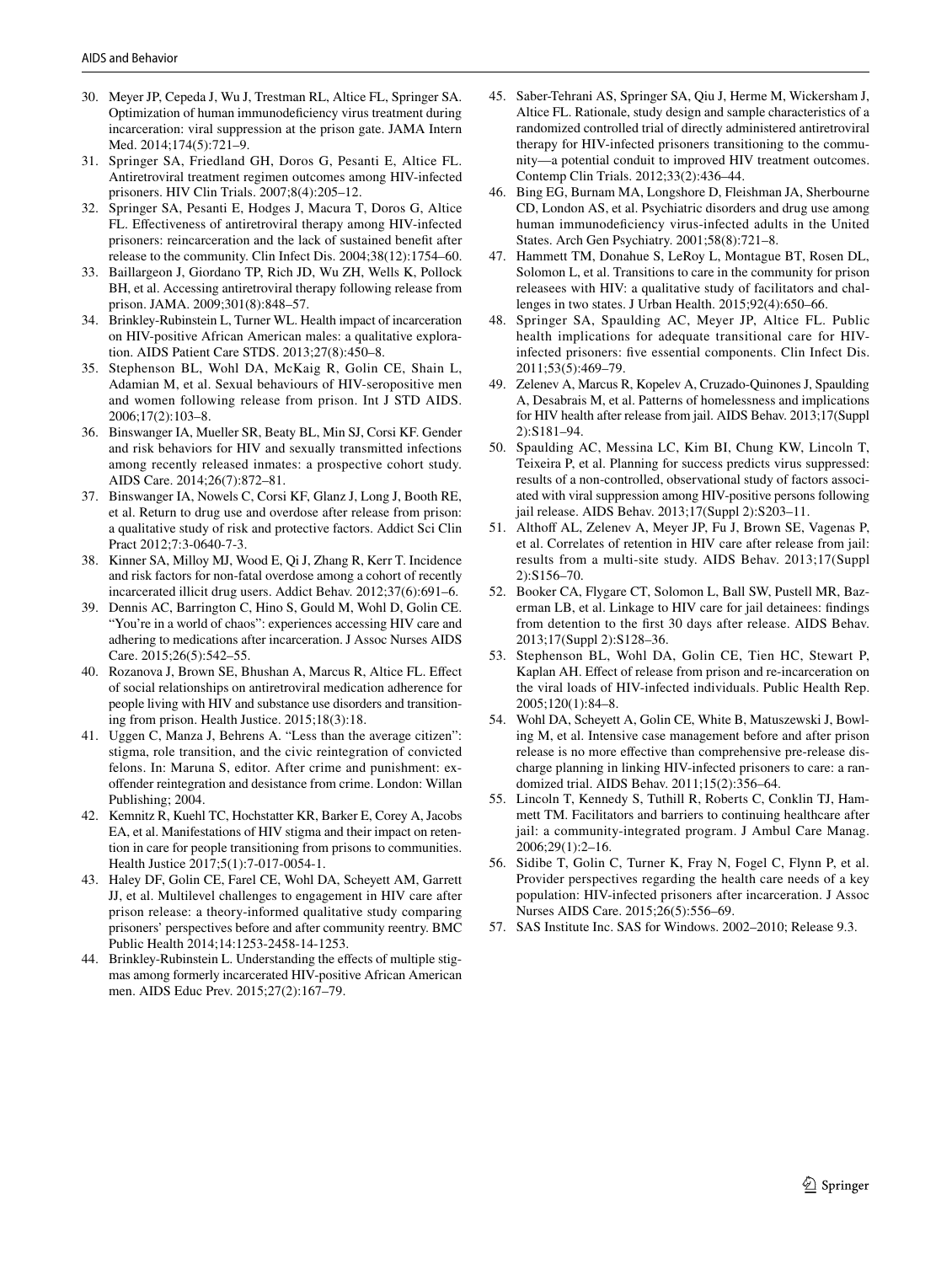30. Meyer JP, Cepeda J, Wu J, Trestman RL, Altice FL, Springer SA. Optimization of human immunodeficiency virus treatment during incarceration: viral suppression at the prison gate. JAMA Intern Med. 2014;174(5):721–9.
31. Springer SA, Friedland GH, Doros G, Pesanti E, Altice FL. Antiretroviral treatment regimen outcomes among HIV-infected prisoners. HIV Clin Trials. 2007;8(4):205–12.
32. Springer SA, Pesanti E, Hodges J, Macura T, Doros G, Altice FL. Effectiveness of antiretroviral therapy among HIV-infected prisoners: reincarceration and the lack of sustained benefit after release to the community. Clin Infect Dis. 2004;38(12):1754–60.
33. Baillargeon J, Giordano TP, Rich JD, Wu ZH, Wells K, Pollock BH, et al. Accessing antiretroviral therapy following release from prison. JAMA. 2009;301(8):848–57.
34. Brinkley-Rubinstein L, Turner WL. Health impact of incarceration on HIV-positive African American males: a qualitative exploration. AIDS Patient Care STDS. 2013;27(8):450–8.
35. Stephenson BL, Wohl DA, McKaig R, Golin CE, Shain L, Adamian M, et al. Sexual behaviours of HIV-seropositive men and women following release from prison. Int J STD AIDS. 2006;17(2):103–8.
36. Binswanger IA, Mueller SR, Beaty BL, Min SJ, Corsi KF. Gender and risk behaviors for HIV and sexually transmitted infections among recently released inmates: a prospective cohort study. AIDS Care. 2014;26(7):872–81.
37. Binswanger IA, Nowels C, Corsi KF, Glanz J, Long J, Booth RE, et al. Return to drug use and overdose after release from prison: a qualitative study of risk and protective factors. Addict Sci Clin Pract 2012;7:3-0640-7-3.
38. Kinner SA, Milloy MJ, Wood E, Qi J, Zhang R, Kerr T. Incidence and risk factors for non-fatal overdose among a cohort of recently incarcerated illicit drug users. Addict Behav. 2012;37(6):691–6.
39. Dennis AC, Barrington C, Hino S, Gould M, Wohl D, Golin CE. "You're in a world of chaos": experiences accessing HIV care and adhering to medications after incarceration. J Assoc Nurses AIDS Care. 2015;26(5):542–55.
40. Rozanova J, Brown SE, Bhushan A, Marcus R, Altice FL. Effect of social relationships on antiretroviral medication adherence for people living with HIV and substance use disorders and transitioning from prison. Health Justice. 2015;18(3):18.
41. Uggen C, Manza J, Behrens A. "Less than the average citizen": stigma, role transition, and the civic reintegration of convicted felons. In: Maruna S, editor. After crime and punishment: ex-offender reintegration and desistance from crime. London: Willan Publishing; 2004.
42. Kemnitz R, Kuehl TC, Hochstatter KR, Barker E, Corey A, Jacobs EA, et al. Manifestations of HIV stigma and their impact on retention in care for people transitioning from prisons to communities. Health Justice 2017;5(1):7-017-0054-1.
43. Haley DF, Golin CE, Farel CE, Wohl DA, Scheyett AM, Garrett JJ, et al. Multilevel challenges to engagement in HIV care after prison release: a theory-informed qualitative study comparing prisoners' perspectives before and after community reentry. BMC Public Health 2014;14:1253-2458-14-1253.
44. Brinkley-Rubinstein L. Understanding the effects of multiple stigmas among formerly incarcerated HIV-positive African American men. AIDS Educ Prev. 2015;27(2):167–79.
45. Saber-Tehrani AS, Springer SA, Qiu J, Herme M, Wickersham J, Altice FL. Rationale, study design and sample characteristics of a randomized controlled trial of directly administered antiretroviral therapy for HIV-infected prisoners transitioning to the community—a potential conduit to improved HIV treatment outcomes. Contemp Clin Trials. 2012;33(2):436–44.
46. Bing EG, Burnam MA, Longshore D, Fleishman JA, Sherbourne CD, London AS, et al. Psychiatric disorders and drug use among human immunodeficiency virus-infected adults in the United States. Arch Gen Psychiatry. 2001;58(8):721–8.
47. Hammett TM, Donahue S, LeRoy L, Montague BT, Rosen DL, Solomon L, et al. Transitions to care in the community for prison releasees with HIV: a qualitative study of facilitators and challenges in two states. J Urban Health. 2015;92(4):650–66.
48. Springer SA, Spaulding AC, Meyer JP, Altice FL. Public health implications for adequate transitional care for HIV-infected prisoners: five essential components. Clin Infect Dis. 2011;53(5):469–79.
49. Zelenev A, Marcus R, Kopelev A, Cruzado-Quinones J, Spaulding A, Desabrais M, et al. Patterns of homelessness and implications for HIV health after release from jail. AIDS Behav. 2013;17(Suppl 2):S181–94.
50. Spaulding AC, Messina LC, Kim BI, Chung KW, Lincoln T, Teixeira P, et al. Planning for success predicts virus suppressed: results of a non-controlled, observational study of factors associated with viral suppression among HIV-positive persons following jail release. AIDS Behav. 2013;17(Suppl 2):S203–11.
51. Althoff AL, Zelenev A, Meyer JP, Fu J, Brown SE, Vagenas P, et al. Correlates of retention in HIV care after release from jail: results from a multi-site study. AIDS Behav. 2013;17(Suppl 2):S156–70.
52. Booker CA, Flygare CT, Solomon L, Ball SW, Pustell MR, Bazerman LB, et al. Linkage to HIV care for jail detainees: findings from detention to the first 30 days after release. AIDS Behav. 2013;17(Suppl 2):S128–36.
53. Stephenson BL, Wohl DA, Golin CE, Tien HC, Stewart P, Kaplan AH. Effect of release from prison and re-incarceration on the viral loads of HIV-infected individuals. Public Health Rep. 2005;120(1):84–8.
54. Wohl DA, Scheyett A, Golin CE, White B, Matuszewski J, Bowling M, et al. Intensive case management before and after prison release is no more effective than comprehensive pre-release discharge planning in linking HIV-infected prisoners to care: a randomized trial. AIDS Behav. 2011;15(2):356–64.
55. Lincoln T, Kennedy S, Tuthill R, Roberts C, Conklin TJ, Hammett TM. Facilitators and barriers to continuing healthcare after jail: a community-integrated program. J Ambul Care Manag. 2006;29(1):2–16.
56. Sidibe T, Golin C, Turner K, Fray N, Fogel C, Flynn P, et al. Provider perspectives regarding the health care needs of a key population: HIV-infected prisoners after incarceration. J Assoc Nurses AIDS Care. 2015;26(5):556–69.
57. SAS Institute Inc. SAS for Windows. 2002–2010; Release 9.3.